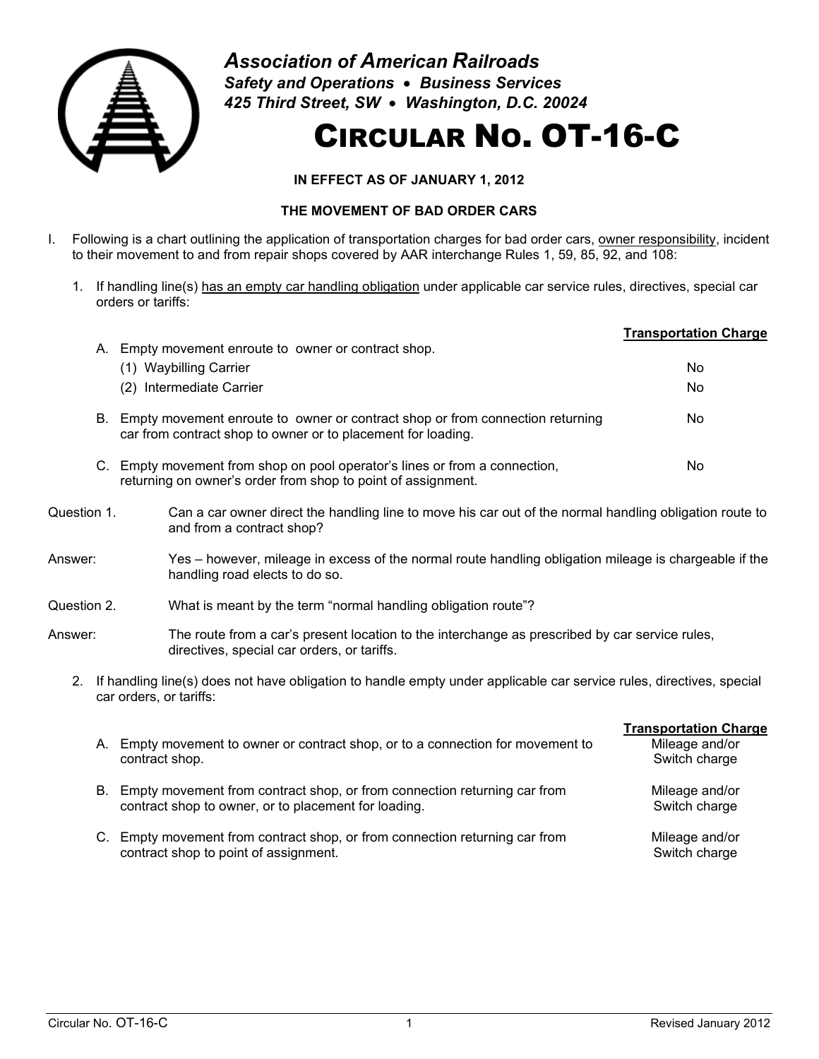**Association of American Railroads**
***Safety and Operations • Business Services***
***425 Third Street, SW • Washington, D.C. 20024***

# CIRCULAR NO. OT-16-C

**IN EFFECT AS OF JANUARY 1, 2012**

**THE MOVEMENT OF BAD ORDER CARS**

I. Following is a chart outlining the application of transportation charges for bad order cars, owner responsibility, incident to their movement to and from repair shops covered by AAR interchange Rules 1, 59, 85, 92, and 108:

1. If handling line(s) has an empty car handling obligation under applicable car service rules, directives, special car orders or tariffs:

| | | Transportation Charge |
|---|---|---|
| A. | Empty movement enroute to owner or contract shop. | |
| | (1) Waybilling Carrier | No |
| | (2) Intermediate Carrier | No |
| B. | Empty movement enroute to owner or contract shop or from connection returning car from contract shop to owner or to placement for loading. | No |
| C. | Empty movement from shop on pool operator's lines or from a connection, returning on owner's order from shop to point of assignment. | No |

Question 1. Can a car owner direct the handling line to move his car out of the normal handling obligation route to and from a contract shop?

Answer: Yes – however, mileage in excess of the normal route handling obligation mileage is chargeable if the handling road elects to do so.

Question 2. What is meant by the term "normal handling obligation route"?

Answer: The route from a car's present location to the interchange as prescribed by car service rules, directives, special car orders, or tariffs.

2. If handling line(s) does not have obligation to handle empty under applicable car service rules, directives, special car orders, or tariffs:

| | | Transportation Charge |
|---|---|---|
| A. | Empty movement to owner or contract shop, or to a connection for movement to contract shop. | Mileage and/or Switch charge |
| B. | Empty movement from contract shop, or from connection returning car from contract shop to owner, or to placement for loading. | Mileage and/or Switch charge |
| C. | Empty movement from contract shop, or from connection returning car from contract shop to point of assignment. | Mileage and/or Switch charge |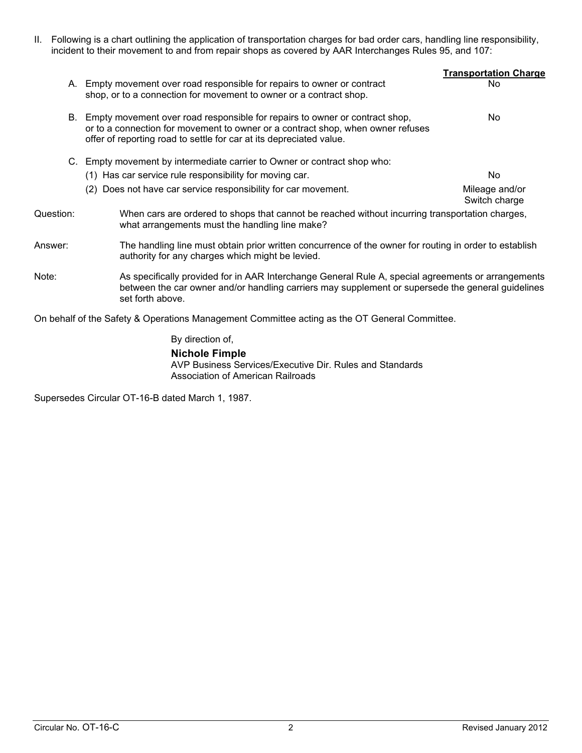II. Following is a chart outlining the application of transportation charges for bad order cars, handling line responsibility, incident to their movement to and from repair shops as covered by AAR Interchanges Rules 95, and 107:

| | | Transportation Charge |
|---|---|---|
| A. | Empty movement over road responsible for repairs to owner or contract shop, or to a connection for movement to owner or a contract shop. | No |
| B. | Empty movement over road responsible for repairs to owner or contract shop, or to a connection for movement to owner or a contract shop, when owner refuses offer of reporting road to settle for car at its depreciated value. | No |
| C. | Empty movement by intermediate carrier to Owner or contract shop who: | |
| | (1) Has car service rule responsibility for moving car. | No |
| | (2) Does not have car service responsibility for car movement. | Mileage and/or Switch charge |

Question: When cars are ordered to shops that cannot be reached without incurring transportation charges, what arrangements must the handling line make?

Answer: The handling line must obtain prior written concurrence of the owner for routing in order to establish authority for any charges which might be levied.

Note: As specifically provided for in AAR Interchange General Rule A, special agreements or arrangements between the car owner and/or handling carriers may supplement or supersede the general guidelines set forth above.

On behalf of the Safety & Operations Management Committee acting as the OT General Committee.

By direction of,

**Nichole Fimple**
AVP Business Services/Executive Dir. Rules and Standards
Association of American Railroads

Supersedes Circular OT-16-B dated March 1, 1987.